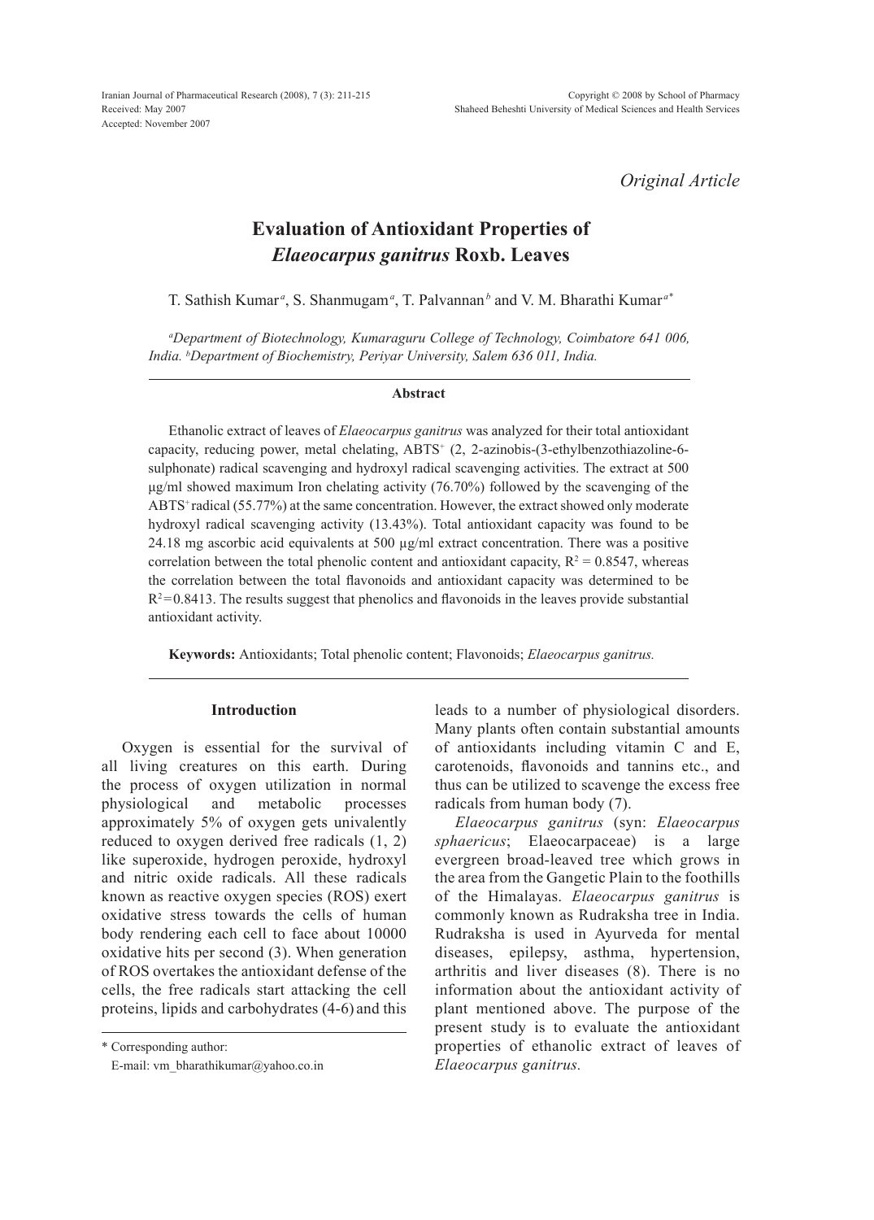Received: May 2007
Accepted: November 2007

*Original Article*

# Evaluation of Antioxidant Properties of *Elaeocarpus ganitrus* Roxb. Leaves

T. Sathish Kumar[a], S. Shanmugam[a], T. Palvannan[b] and V. M. Bharathi Kumar[a*]

[a]*Department of Biotechnology, Kumaraguru College of Technology, Coimbatore 641 006, India.* [b]*Department of Biochemistry, Periyar University, Salem 636 011, India.*

### Abstract

Ethanolic extract of leaves of *Elaeocarpus ganitrus* was analyzed for their total antioxidant capacity, reducing power, metal chelating, ABTS$^+$ (2, 2-azinobis-(3-ethylbenzothiazoline-6-sulphonate) radical scavenging and hydroxyl radical scavenging activities. The extract at 500 µg/ml showed maximum Iron chelating activity (76.70%) followed by the scavenging of the ABTS$^+$ radical (55.77%) at the same concentration. However, the extract showed only moderate hydroxyl radical scavenging activity (13.43%). Total antioxidant capacity was found to be 24.18 mg ascorbic acid equivalents at 500 µg/ml extract concentration. There was a positive correlation between the total phenolic content and antioxidant capacity, $R^2 = 0.8547$, whereas the correlation between the total flavonoids and antioxidant capacity was determined to be $R^2 = 0.8413$. The results suggest that phenolics and flavonoids in the leaves provide substantial antioxidant activity.

**Keywords:** Antioxidants; Total phenolic content; Flavonoids; *Elaeocarpus ganitrus.*

## Introduction

Oxygen is essential for the survival of all living creatures on this earth. During the process of oxygen utilization in normal physiological and metabolic processes approximately 5% of oxygen gets univalently reduced to oxygen derived free radicals (1, 2) like superoxide, hydrogen peroxide, hydroxyl and nitric oxide radicals. All these radicals known as reactive oxygen species (ROS) exert oxidative stress towards the cells of human body rendering each cell to face about 10000 oxidative hits per second (3). When generation of ROS overtakes the antioxidant defense of the cells, the free radicals start attacking the cell proteins, lipids and carbohydrates (4-6) and this leads to a number of physiological disorders. Many plants often contain substantial amounts of antioxidants including vitamin C and E, carotenoids, flavonoids and tannins etc., and thus can be utilized to scavenge the excess free radicals from human body (7).

*Elaeocarpus ganitrus* (syn: *Elaeocarpus sphaericus*; Elaeocarpaceae) is a large evergreen broad-leaved tree which grows in the area from the Gangetic Plain to the foothills of the Himalayas. *Elaeocarpus ganitrus* is commonly known as Rudraksha tree in India. Rudraksha is used in Ayurveda for mental diseases, epilepsy, asthma, hypertension, arthritis and liver diseases (8). There is no information about the antioxidant activity of plant mentioned above. The purpose of the present study is to evaluate the antioxidant properties of ethanolic extract of leaves of *Elaeocarpus ganitrus*.

\* Corresponding author:
E-mail: vm_bharathikumar@yahoo.co.in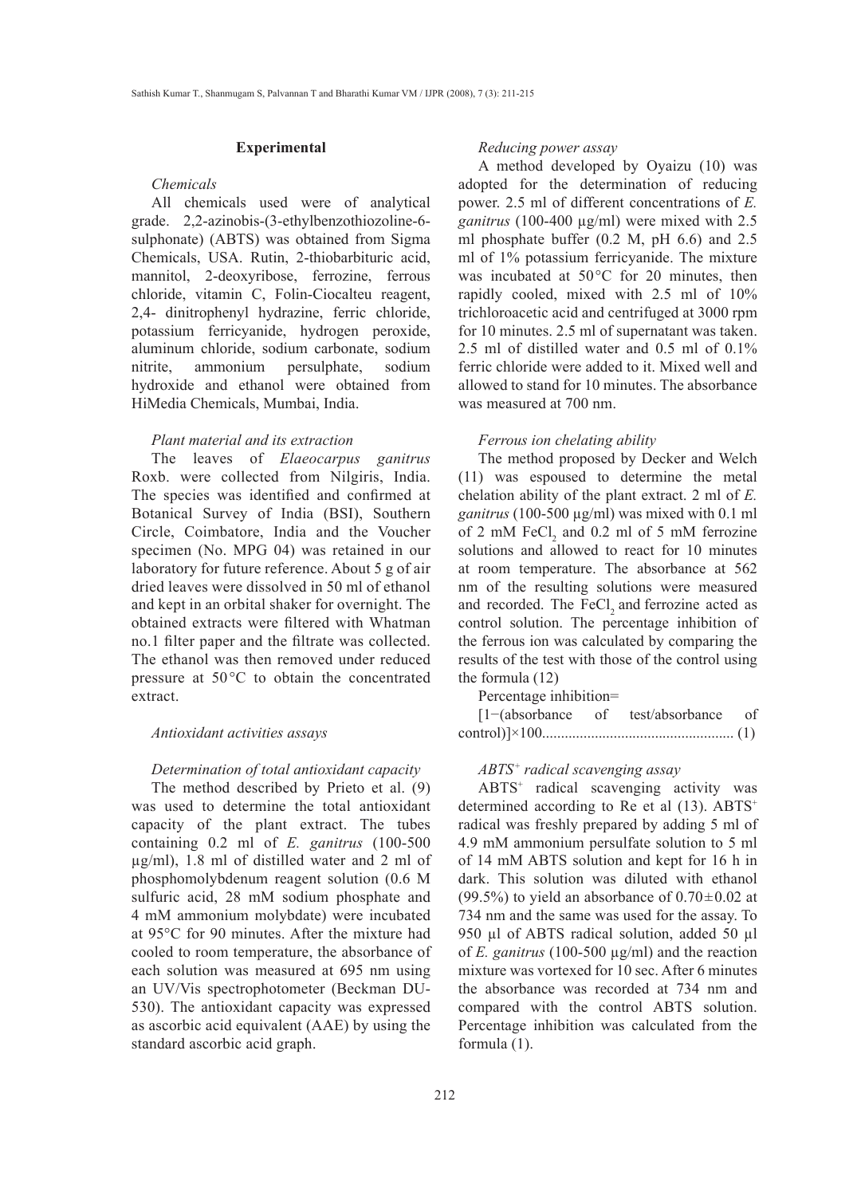## Experimental

### *Chemicals*

All chemicals used were of analytical grade. 2,2-azinobis-(3-ethylbenzothiozoline-6-sulphonate) (ABTS) was obtained from Sigma Chemicals, USA. Rutin, 2-thiobarbituric acid, mannitol, 2-deoxyribose, ferrozine, ferrous chloride, vitamin C, Folin-Ciocalteu reagent, 2,4- dinitrophenyl hydrazine, ferric chloride, potassium ferricyanide, hydrogen peroxide, aluminum chloride, sodium carbonate, sodium nitrite, ammonium persulphate, sodium hydroxide and ethanol were obtained from HiMedia Chemicals, Mumbai, India.

### *Plant material and its extraction*

The leaves of *Elaeocarpus ganitrus* Roxb. were collected from Nilgiris, India. The species was identified and confirmed at Botanical Survey of India (BSI), Southern Circle, Coimbatore, India and the Voucher specimen (No. MPG 04) was retained in our laboratory for future reference. About 5 g of air dried leaves were dissolved in 50 ml of ethanol and kept in an orbital shaker for overnight. The obtained extracts were filtered with Whatman no.1 filter paper and the filtrate was collected. The ethanol was then removed under reduced pressure at 50 °C to obtain the concentrated extract.

### *Antioxidant activities assays*

### *Determination of total antioxidant capacity*

The method described by Prieto et al. (9) was used to determine the total antioxidant capacity of the plant extract. The tubes containing 0.2 ml of *E. ganitrus* (100-500 µg/ml), 1.8 ml of distilled water and 2 ml of phosphomolybdenum reagent solution (0.6 M sulfuric acid, 28 mM sodium phosphate and 4 mM ammonium molybdate) were incubated at 95°C for 90 minutes. After the mixture had cooled to room temperature, the absorbance of each solution was measured at 695 nm using an UV/Vis spectrophotometer (Beckman DU-530). The antioxidant capacity was expressed as ascorbic acid equivalent (AAE) by using the standard ascorbic acid graph.

### *Reducing power assay*

A method developed by Oyaizu (10) was adopted for the determination of reducing power. 2.5 ml of different concentrations of *E. ganitrus* (100-400 µg/ml) were mixed with 2.5 ml phosphate buffer (0.2 M, pH 6.6) and 2.5 ml of 1% potassium ferricyanide. The mixture was incubated at 50 °C for 20 minutes, then rapidly cooled, mixed with 2.5 ml of 10% trichloroacetic acid and centrifuged at 3000 rpm for 10 minutes. 2.5 ml of supernatant was taken. 2.5 ml of distilled water and 0.5 ml of 0.1% ferric chloride were added to it. Mixed well and allowed to stand for 10 minutes. The absorbance was measured at 700 nm.

### *Ferrous ion chelating ability*

The method proposed by Decker and Welch (11) was espoused to determine the metal chelation ability of the plant extract. 2 ml of *E. ganitrus* (100-500 µg/ml) was mixed with 0.1 ml of 2 mM $FeCl_2$ and 0.2 ml of 5 mM ferrozine solutions and allowed to react for 10 minutes at room temperature. The absorbance at 562 nm of the resulting solutions were measured and recorded. The $FeCl_2$ and ferrozine acted as control solution. The percentage inhibition of the ferrous ion was calculated by comparing the results of the test with those of the control using the formula (12)

Percentage inhibition=

[1−(absorbance of test/absorbance of control)]×100.................................................. (1)

### *$ABTS^+$ radical scavenging assay*

$ABTS^+$ radical scavenging activity was determined according to Re et al (13). $ABTS^+$ radical was freshly prepared by adding 5 ml of 4.9 mM ammonium persulfate solution to 5 ml of 14 mM ABTS solution and kept for 16 h in dark. This solution was diluted with ethanol (99.5%) to yield an absorbance of 0.70±0.02 at 734 nm and the same was used for the assay. To 950 µl of ABTS radical solution, added 50 µl of *E. ganitrus* (100-500 µg/ml) and the reaction mixture was vortexed for 10 sec. After 6 minutes the absorbance was recorded at 734 nm and compared with the control ABTS solution. Percentage inhibition was calculated from the formula (1).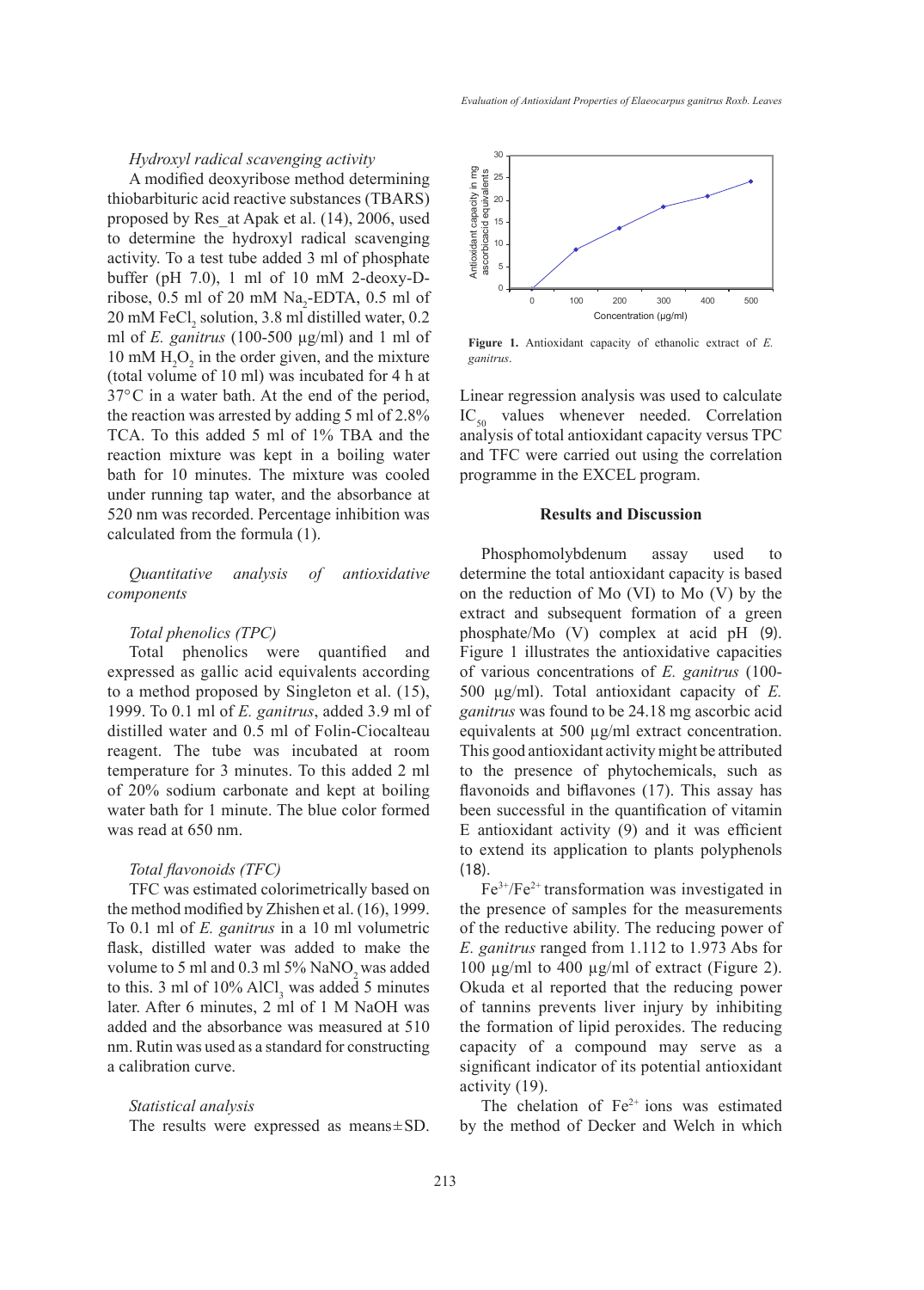*Hydroxyl radical scavenging activity*

A modified deoxyribose method determining thiobarbituric acid reactive substances (TBARS) proposed by Res_at Apak et al. (14), 2006, used to determine the hydroxyl radical scavenging activity. To a test tube added 3 ml of phosphate buffer (pH 7.0), 1 ml of 10 mM 2-deoxy-D-ribose, 0.5 ml of 20 mM $Na_2$-EDTA, 0.5 ml of 20 mM $FeCl_2$ solution, 3.8 ml distilled water, 0.2 ml of *E. ganitrus* (100-500 µg/ml) and 1 ml of 10 mM $H_2O_2$ in the order given, and the mixture (total volume of 10 ml) was incubated for 4 h at 37°C in a water bath. At the end of the period, the reaction was arrested by adding 5 ml of 2.8% TCA. To this added 5 ml of 1% TBA and the reaction mixture was kept in a boiling water bath for 10 minutes. The mixture was cooled under running tap water, and the absorbance at 520 nm was recorded. Percentage inhibition was calculated from the formula (1).

*Quantitative analysis of antioxidative components*

*Total phenolics (TPC)*

Total phenolics were quantified and expressed as gallic acid equivalents according to a method proposed by Singleton et al. (15), 1999. To 0.1 ml of *E. ganitrus*, added 3.9 ml of distilled water and 0.5 ml of Folin-Ciocalteau reagent. The tube was incubated at room temperature for 3 minutes. To this added 2 ml of 20% sodium carbonate and kept at boiling water bath for 1 minute. The blue color formed was read at 650 nm.

*Total flavonoids (TFC)*

TFC was estimated colorimetrically based on the method modified by Zhishen et al. (16), 1999. To 0.1 ml of *E. ganitrus* in a 10 ml volumetric flask, distilled water was added to make the volume to 5 ml and 0.3 ml 5% $NaNO_2$ was added to this. 3 ml of 10% $AlCl_3$ was added 5 minutes later. After 6 minutes, 2 ml of 1 M NaOH was added and the absorbance was measured at 510 nm. Rutin was used as a standard for constructing a calibration curve.

*Statistical analysis*

The results were expressed as means±SD. Linear regression analysis was used to calculate $IC_{50}$ values whenever needed. Correlation analysis of total antioxidant capacity versus TPC and TFC were carried out using the correlation programme in the EXCEL program.

**Figure 1.** Antioxidant capacity of ethanolic extract of *E. ganitrus*.

## Results and Discussion

Phosphomolybdenum assay used to determine the total antioxidant capacity is based on the reduction of Mo (VI) to Mo (V) by the extract and subsequent formation of a green phosphate/Mo (V) complex at acid pH (9). Figure 1 illustrates the antioxidative capacities of various concentrations of *E. ganitrus* (100-500 µg/ml). Total antioxidant capacity of *E. ganitrus* was found to be 24.18 mg ascorbic acid equivalents at 500 µg/ml extract concentration. This good antioxidant activity might be attributed to the presence of phytochemicals, such as flavonoids and biflavones (17). This assay has been successful in the quantification of vitamin E antioxidant activity (9) and it was efficient to extend its application to plants polyphenols (18).

$Fe^{3+}/Fe^{2+}$ transformation was investigated in the presence of samples for the measurements of the reductive ability. The reducing power of *E. ganitrus* ranged from 1.112 to 1.973 Abs for 100 µg/ml to 400 µg/ml of extract (Figure 2). Okuda et al reported that the reducing power of tannins prevents liver injury by inhibiting the formation of lipid peroxides. The reducing capacity of a compound may serve as a significant indicator of its potential antioxidant activity (19).

The chelation of $Fe^{2+}$ ions was estimated by the method of Decker and Welch in which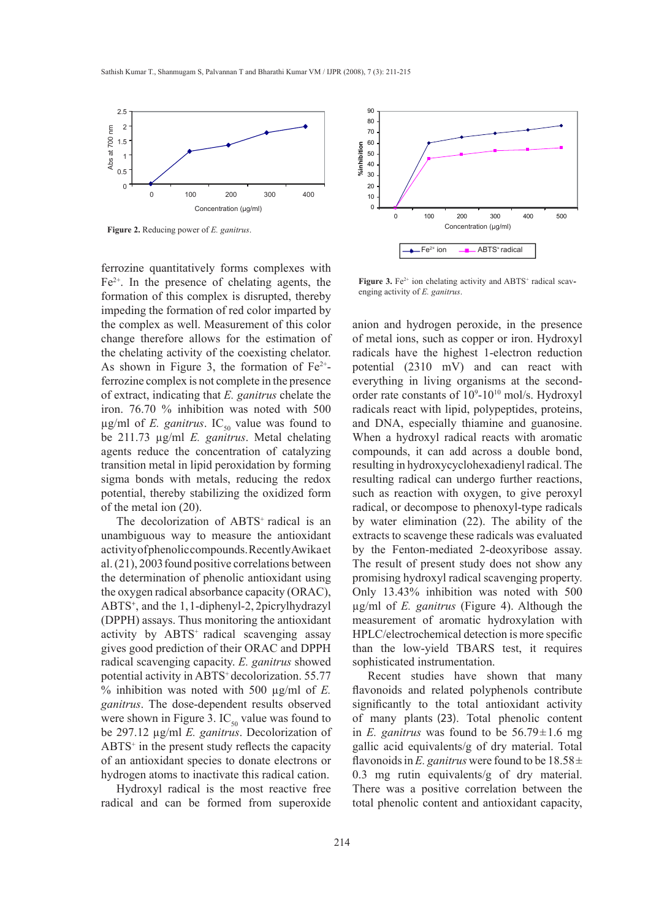**Figure 2.** Reducing power of *E. ganitrus*.

**Figure 3.** $Fe^{2+}$ ion chelating activity and $ABTS^{+}$ radical scavenging activity of *E. ganitrus*.

ferrozine quantitatively forms complexes with $Fe^{2+}$. In the presence of chelating agents, the formation of this complex is disrupted, thereby impeding the formation of red color imparted by the complex as well. Measurement of this color change therefore allows for the estimation of the chelating activity of the coexisting chelator. As shown in Figure 3, the formation of $Fe^{2+}$-ferrozine complex is not complete in the presence of extract, indicating that *E. ganitrus* chelate the iron. 76.70 % inhibition was noted with 500 µg/ml of *E. ganitrus*. $IC_{50}$ value was found to be 211.73 µg/ml *E. ganitrus*. Metal chelating agents reduce the concentration of catalyzing transition metal in lipid peroxidation by forming sigma bonds with metals, reducing the redox potential, thereby stabilizing the oxidized form of the metal ion (20).

The decolorization of $ABTS^{+}$ radical is an unambiguous way to measure the antioxidant activity of phenolic compounds. Recently Awika et al. (21), 2003 found positive correlations between the determination of phenolic antioxidant using the oxygen radical absorbance capacity (ORAC), $ABTS^{+}$, and the 1,1-diphenyl-2, 2picrylhydrazyl (DPPH) assays. Thus monitoring the antioxidant activity by $ABTS^{+}$ radical scavenging assay gives good prediction of their ORAC and DPPH radical scavenging capacity. *E. ganitrus* showed potential activity in $ABTS^{+}$ decolorization. 55.77 % inhibition was noted with 500 µg/ml of *E. ganitrus*. The dose-dependent results observed were shown in Figure 3. $IC_{50}$ value was found to be 297.12 µg/ml *E. ganitrus*. Decolorization of $ABTS^{+}$ in the present study reflects the capacity of an antioxidant species to donate electrons or hydrogen atoms to inactivate this radical cation.

Hydroxyl radical is the most reactive free radical and can be formed from superoxide anion and hydrogen peroxide, in the presence of metal ions, such as copper or iron. Hydroxyl radicals have the highest 1-electron reduction potential (2310 mV) and can react with everything in living organisms at the second-order rate constants of $10^{9}$-$10^{10}$ mol/s. Hydroxyl radicals react with lipid, polypeptides, proteins, and DNA, especially thiamine and guanosine. When a hydroxyl radical reacts with aromatic compounds, it can add across a double bond, resulting in hydroxycyclohexadienyl radical. The resulting radical can undergo further reactions, such as reaction with oxygen, to give peroxyl radical, or decompose to phenoxyl-type radicals by water elimination (22). The ability of the extracts to scavenge these radicals was evaluated by the Fenton-mediated 2-deoxyribose assay. The result of present study does not show any promising hydroxyl radical scavenging property. Only 13.43% inhibition was noted with 500 µg/ml of *E. ganitrus* (Figure 4). Although the measurement of aromatic hydroxylation with HPLC/electrochemical detection is more specific than the low-yield TBARS test, it requires sophisticated instrumentation.

Recent studies have shown that many flavonoids and related polyphenols contribute significantly to the total antioxidant activity of many plants (23). Total phenolic content in *E. ganitrus* was found to be 56.79±1.6 mg gallic acid equivalents/g of dry material. Total flavonoids in *E. ganitrus* were found to be 18.58± 0.3 mg rutin equivalents/g of dry material. There was a positive correlation between the total phenolic content and antioxidant capacity,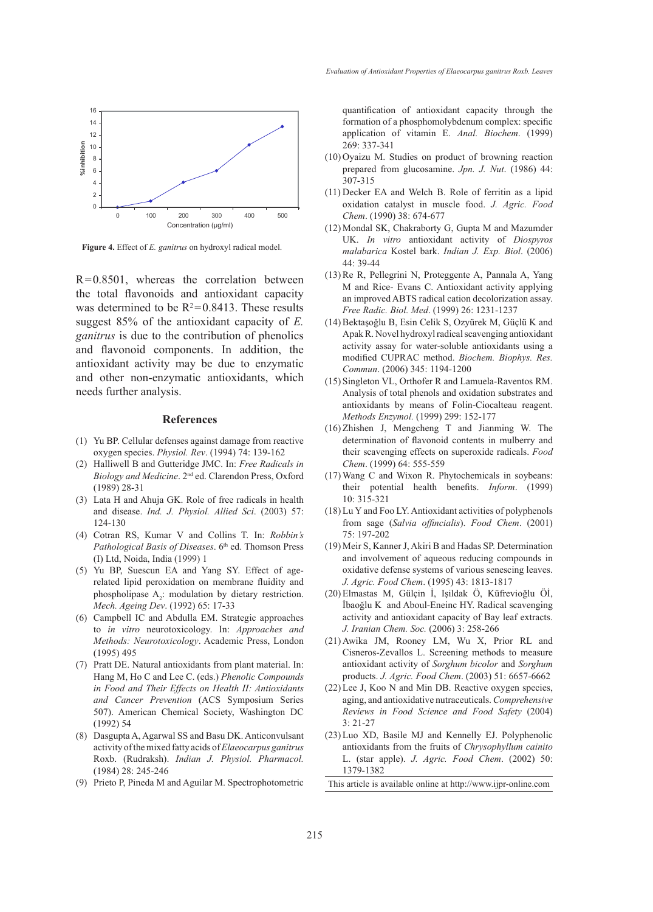16
14
12
10
8
6
4
2
0

%inhibition

0 100 200 300 400 500

Concentration (μg/ml)

**Figure 4.** Effect of *E. ganitrus* on hydroxyl radical model.

R=0.8501, whereas the correlation between the total flavonoids and antioxidant capacity was determined to be $R^2$=0.8413. These results suggest 85% of the antioxidant capacity of *E. ganitrus* is due to the contribution of phenolics and flavonoid components. In addition, the antioxidant activity may be due to enzymatic and other non-enzymatic antioxidants, which needs further analysis.

## References

(1) Yu BP. Cellular defenses against damage from reactive oxygen species. *Physiol. Rev*. (1994) 74: 139-162

(2) Halliwell B and Gutteridge JMC. In: *Free Radicals in Biology and Medicine*. 2nd ed. Clarendon Press, Oxford (1989) 28-31

(3) Lata H and Ahuja GK. Role of free radicals in health and disease. *Ind. J. Physiol. Allied Sci*. (2003) 57: 124-130

(4) Cotran RS, Kumar V and Collins T. In: *Robbin's Pathological Basis of Diseases*. 6th ed. Thomson Press (I) Ltd, Noida, India (1999) 1

(5) Yu BP, Suescun EA and Yang SY. Effect of age-related lipid peroxidation on membrane fluidity and phospholipase $A_2$: modulation by dietary restriction. *Mech. Ageing Dev*. (1992) 65: 17-33

(6) Campbell IC and Abdulla EM. Strategic approaches to *in vitro* neurotoxicology. In: *Approaches and Methods: Neurotoxicology*. Academic Press, London (1995) 495

(7) Pratt DE. Natural antioxidants from plant material. In: Hang M, Ho C and Lee C. (eds.) *Phenolic Compounds in Food and Their Effects on Health II: Antioxidants and Cancer Prevention* (ACS Symposium Series 507). American Chemical Society, Washington DC (1992) 54

(8) Dasgupta A, Agarwal SS and Basu DK. Anticonvulsant activity of the mixed fatty acids of *Elaeocarpus ganitrus* Roxb. (Rudraksh). *Indian J. Physiol. Pharmacol.* (1984) 28: 245-246

(9) Prieto P, Pineda M and Aguilar M. Spectrophotometric quantification of antioxidant capacity through the formation of a phosphomolybdenum complex: specific application of vitamin E. *Anal. Biochem*. (1999) 269: 337-341

(10) Oyaizu M. Studies on product of browning reaction prepared from glucosamine. *Jpn. J. Nut*. (1986) 44: 307-315

(11) Decker EA and Welch B. Role of ferritin as a lipid oxidation catalyst in muscle food. *J. Agric. Food Chem*. (1990) 38: 674-677

(12) Mondal SK, Chakraborty G, Gupta M and Mazumder UK. *In vitro* antioxidant activity of *Diospyros malabarica* Kostel bark. *Indian J. Exp. Biol*. (2006) 44: 39-44

(13) Re R, Pellegrini N, Proteggente A, Pannala A, Yang M and Rice- Evans C. Antioxidant activity applying an improved ABTS radical cation decolorization assay. *Free Radic. Biol. Med*. (1999) 26: 1231-1237

(14) Bektaşoğlu B, Esin Celik S, Ozyürek M, Güçlü K and Apak R. Novel hydroxyl radical scavenging antioxidant activity assay for water-soluble antioxidants using a modified CUPRAC method. *Biochem. Biophys. Res. Commun*. (2006) 345: 1194-1200

(15) Singleton VL, Orthofer R and Lamuela-Raventos RM. Analysis of total phenols and oxidation substrates and antioxidants by means of Folin-Ciocalteau reagent. *Methods Enzymol.* (1999) 299: 152-177

(16) Zhishen J, Mengcheng T and Jianming W. The determination of flavonoid contents in mulberry and their scavenging effects on superoxide radicals. *Food Chem*. (1999) 64: 555-559

(17) Wang C and Wixon R. Phytochemicals in soybeans: their potential health benefits. *Inform*. (1999) 10: 315-321

(18) Lu Y and Foo LY. Antioxidant activities of polyphenols from sage (*Salvia offincialis*). *Food Chem*. (2001) 75: 197-202

(19) Meir S, Kanner J, Akiri B and Hadas SP. Determination and involvement of aqueous reducing compounds in oxidative defense systems of various senescing leaves. *J. Agric. Food Chem*. (1995) 43: 1813-1817

(20) Elmastas M, Gülçin İ, Işildak Ö, Küfrevioğlu Öİ, İbaoğlu K and Aboul-Eneinc HY. Radical scavenging activity and antioxidant capacity of Bay leaf extracts. *J. Iranian Chem. Soc.* (2006) 3: 258-266

(21) Awika JM, Rooney LM, Wu X, Prior RL and Cisneros-Zevallos L. Screening methods to measure antioxidant activity of *Sorghum bicolor* and *Sorghum* products. *J. Agric. Food Chem*. (2003) 51: 6657-6662

(22) Lee J, Koo N and Min DB. Reactive oxygen species, aging, and antioxidative nutraceuticals. *Comprehensive Reviews in Food Science and Food Safety* (2004) 3: 21-27

(23) Luo XD, Basile MJ and Kennelly EJ. Polyphenolic antioxidants from the fruits of *Chrysophyllum cainito* L. (star apple). *J. Agric. Food Chem*. (2002) 50: 1379-1382

This article is available online at http://www.ijpr-online.com